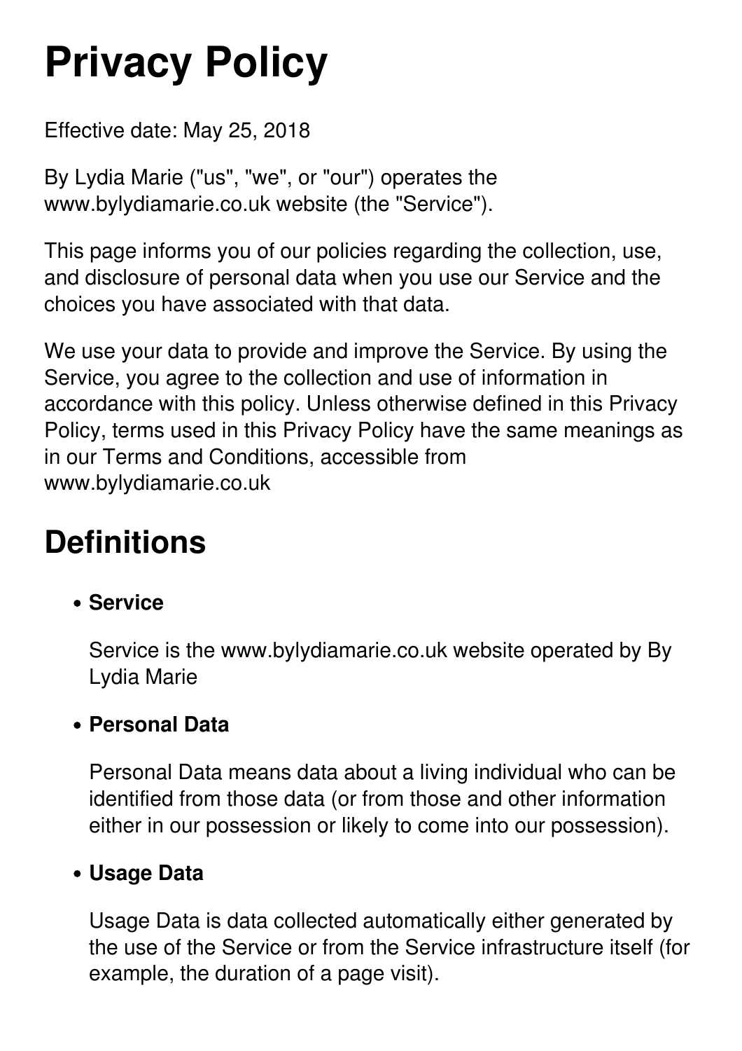# Privacy Policy

Effective date: May 25, 2018

By Lydia Marie ("us", "we", or "our") operates the www.bylydiamarie.co.uk website (the "Service").

This page informs you of our policies regarding the collection, use, and disclosure of personal data when you use our Service and the choices you have associated with that data.

We use your data to provide and improve the Service. By using the Service, you agree to the collection and use of information in accordance with this policy. Unless otherwise defined in this Privacy Policy, terms used in this Privacy Policy have the same meanings as in our Terms and Conditions, accessible from www.bylydiamarie.co.uk

## Definitions

- **Service**

  Service is the www.bylydiamarie.co.uk website operated by By Lydia Marie

- **Personal Data**

  Personal Data means data about a living individual who can be identified from those data (or from those and other information either in our possession or likely to come into our possession).

- **Usage Data**

  Usage Data is data collected automatically either generated by the use of the Service or from the Service infrastructure itself (for example, the duration of a page visit).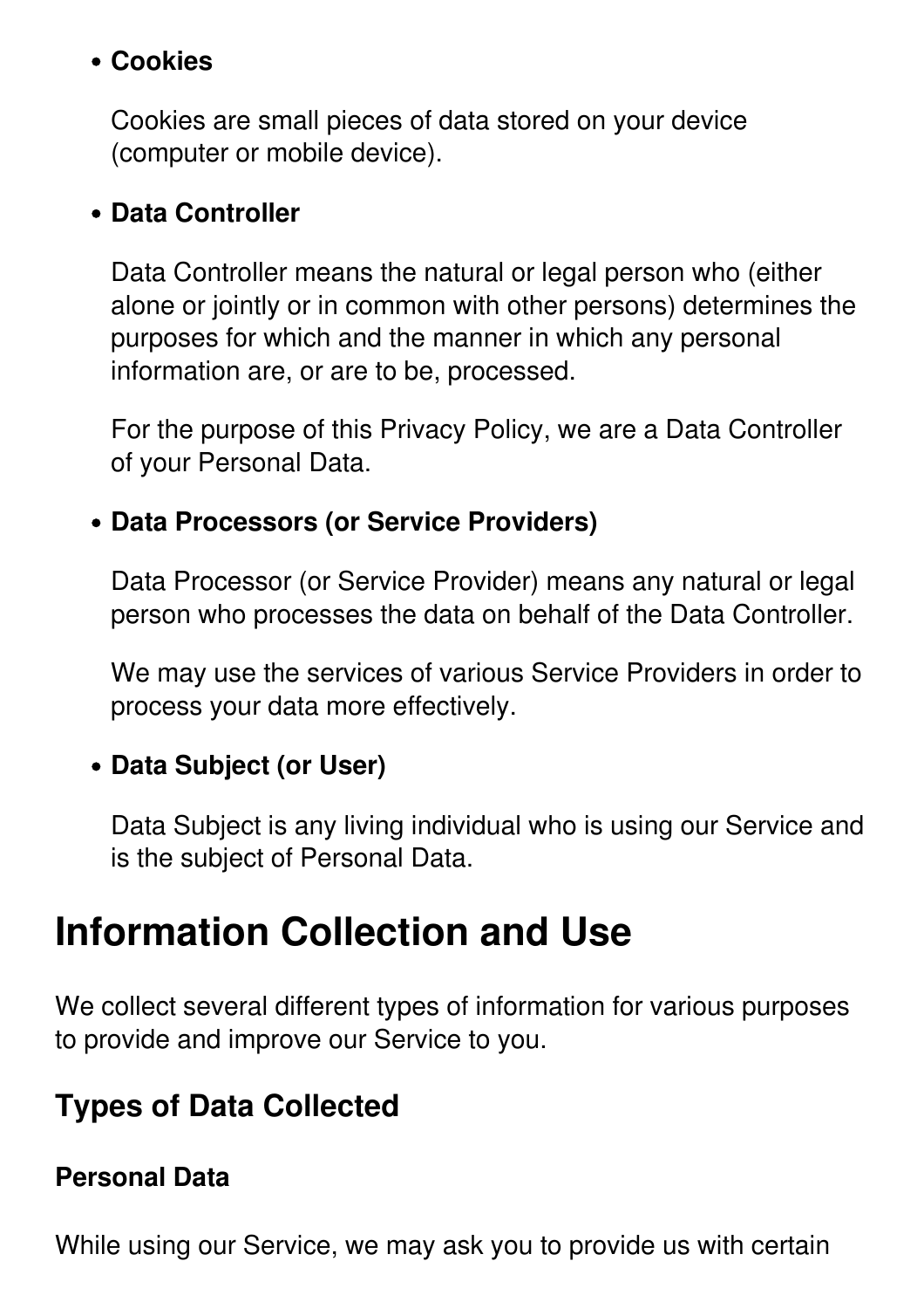- **Cookies**

  Cookies are small pieces of data stored on your device (computer or mobile device).

- **Data Controller**

  Data Controller means the natural or legal person who (either alone or jointly or in common with other persons) determines the purposes for which and the manner in which any personal information are, or are to be, processed.

  For the purpose of this Privacy Policy, we are a Data Controller of your Personal Data.

- **Data Processors (or Service Providers)**

  Data Processor (or Service Provider) means any natural or legal person who processes the data on behalf of the Data Controller.

  We may use the services of various Service Providers in order to process your data more effectively.

- **Data Subject (or User)**

  Data Subject is any living individual who is using our Service and is the subject of Personal Data.

# Information Collection and Use

We collect several different types of information for various purposes to provide and improve our Service to you.

## Types of Data Collected

### Personal Data

While using our Service, we may ask you to provide us with certain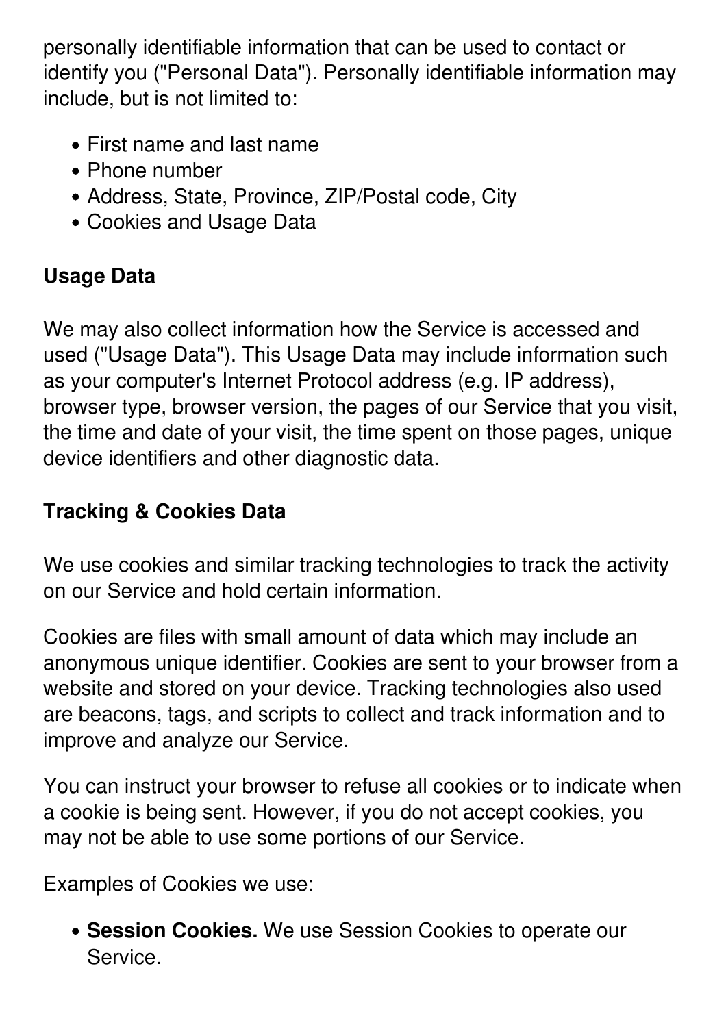personally identifiable information that can be used to contact or identify you ("Personal Data"). Personally identifiable information may include, but is not limited to:

- First name and last name
- Phone number
- Address, State, Province, ZIP/Postal code, City
- Cookies and Usage Data

### Usage Data

We may also collect information how the Service is accessed and used ("Usage Data"). This Usage Data may include information such as your computer's Internet Protocol address (e.g. IP address), browser type, browser version, the pages of our Service that you visit, the time and date of your visit, the time spent on those pages, unique device identifiers and other diagnostic data.

### Tracking & Cookies Data

We use cookies and similar tracking technologies to track the activity on our Service and hold certain information.

Cookies are files with small amount of data which may include an anonymous unique identifier. Cookies are sent to your browser from a website and stored on your device. Tracking technologies also used are beacons, tags, and scripts to collect and track information and to improve and analyze our Service.

You can instruct your browser to refuse all cookies or to indicate when a cookie is being sent. However, if you do not accept cookies, you may not be able to use some portions of our Service.

Examples of Cookies we use:

- **Session Cookies.** We use Session Cookies to operate our Service.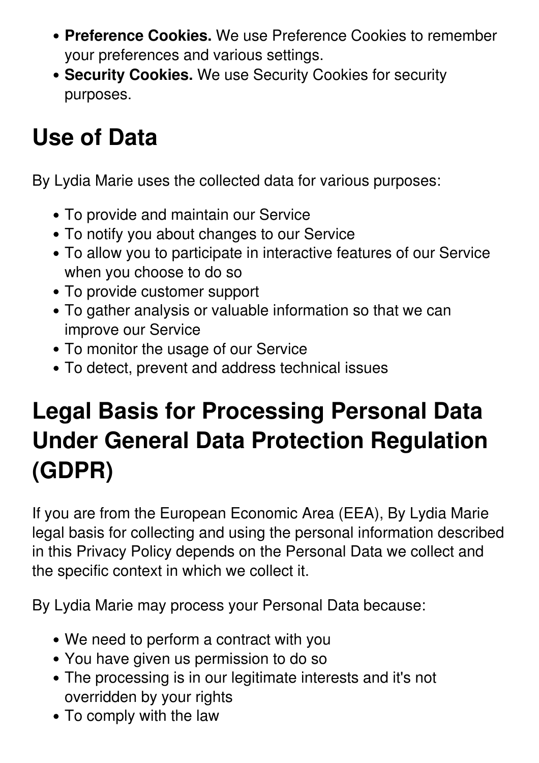- **Preference Cookies.** We use Preference Cookies to remember your preferences and various settings.
- **Security Cookies.** We use Security Cookies for security purposes.

## Use of Data

By Lydia Marie uses the collected data for various purposes:

- To provide and maintain our Service
- To notify you about changes to our Service
- To allow you to participate in interactive features of our Service when you choose to do so
- To provide customer support
- To gather analysis or valuable information so that we can improve our Service
- To monitor the usage of our Service
- To detect, prevent and address technical issues

## Legal Basis for Processing Personal Data Under General Data Protection Regulation (GDPR)

If you are from the European Economic Area (EEA), By Lydia Marie legal basis for collecting and using the personal information described in this Privacy Policy depends on the Personal Data we collect and the specific context in which we collect it.

By Lydia Marie may process your Personal Data because:

- We need to perform a contract with you
- You have given us permission to do so
- The processing is in our legitimate interests and it's not overridden by your rights
- To comply with the law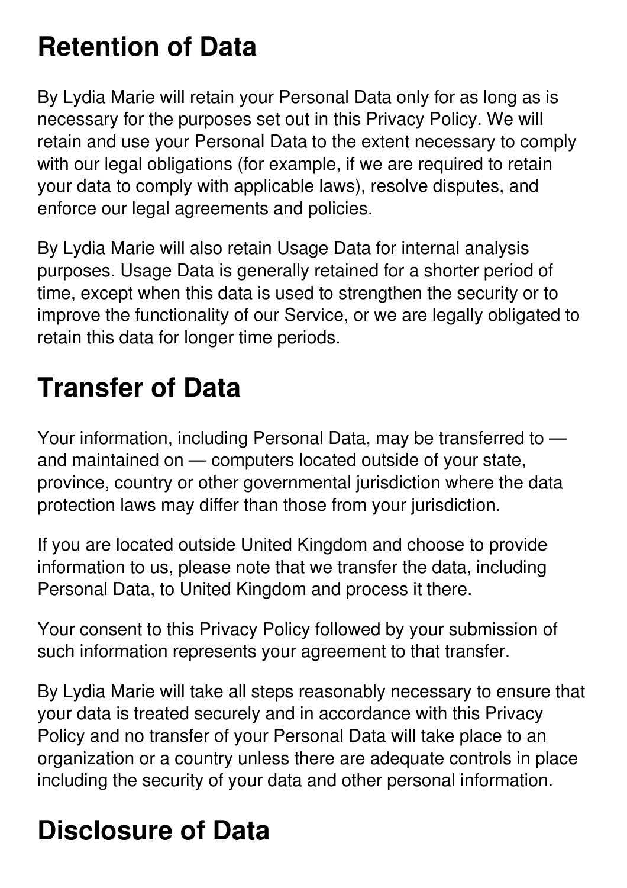## Retention of Data

By Lydia Marie will retain your Personal Data only for as long as is necessary for the purposes set out in this Privacy Policy. We will retain and use your Personal Data to the extent necessary to comply with our legal obligations (for example, if we are required to retain your data to comply with applicable laws), resolve disputes, and enforce our legal agreements and policies.

By Lydia Marie will also retain Usage Data for internal analysis purposes. Usage Data is generally retained for a shorter period of time, except when this data is used to strengthen the security or to improve the functionality of our Service, or we are legally obligated to retain this data for longer time periods.

## Transfer of Data

Your information, including Personal Data, may be transferred to — and maintained on — computers located outside of your state, province, country or other governmental jurisdiction where the data protection laws may differ than those from your jurisdiction.

If you are located outside United Kingdom and choose to provide information to us, please note that we transfer the data, including Personal Data, to United Kingdom and process it there.

Your consent to this Privacy Policy followed by your submission of such information represents your agreement to that transfer.

By Lydia Marie will take all steps reasonably necessary to ensure that your data is treated securely and in accordance with this Privacy Policy and no transfer of your Personal Data will take place to an organization or a country unless there are adequate controls in place including the security of your data and other personal information.

## Disclosure of Data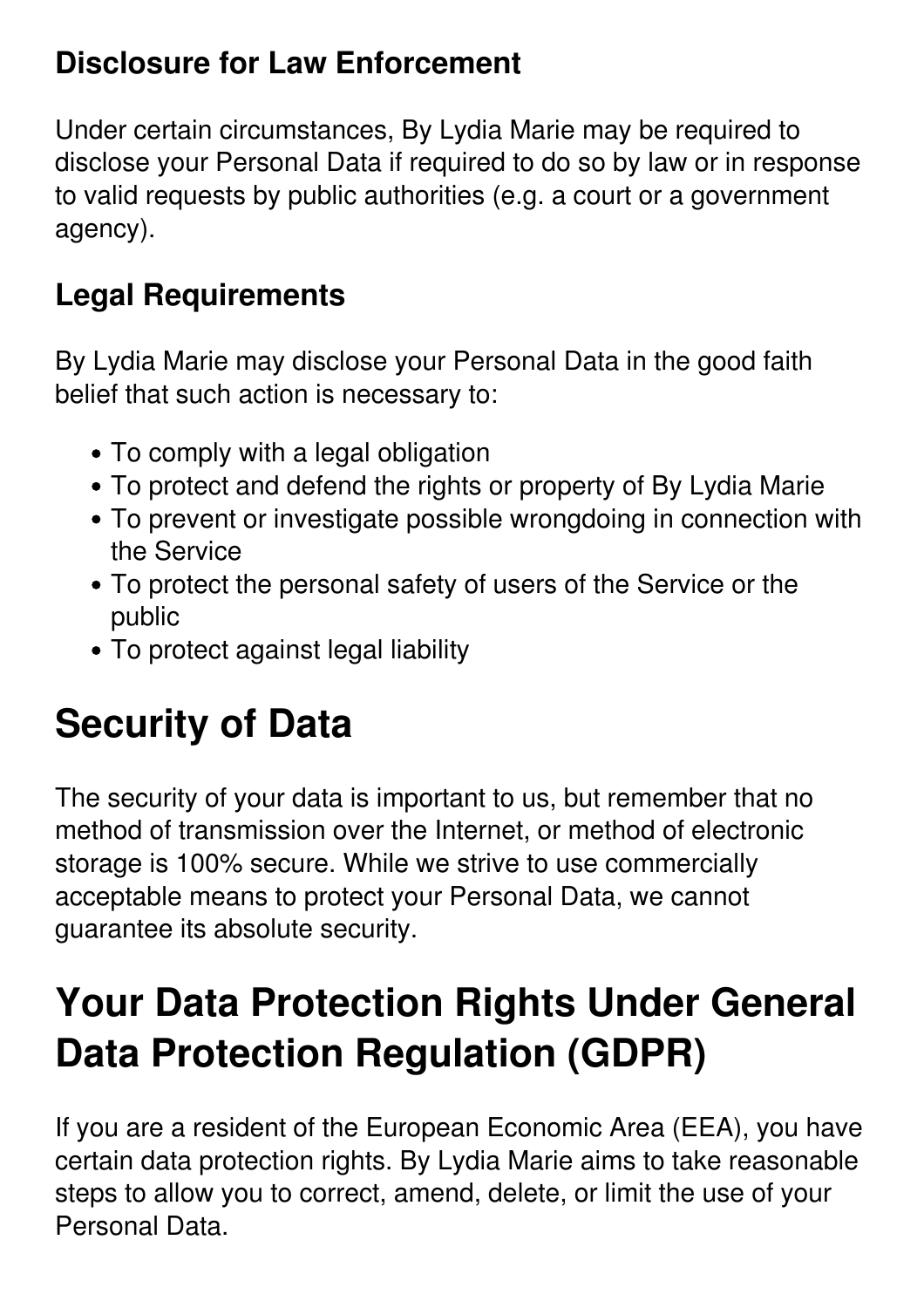### Disclosure for Law Enforcement

Under certain circumstances, By Lydia Marie may be required to disclose your Personal Data if required to do so by law or in response to valid requests by public authorities (e.g. a court or a government agency).

### Legal Requirements

By Lydia Marie may disclose your Personal Data in the good faith belief that such action is necessary to:

- To comply with a legal obligation
- To protect and defend the rights or property of By Lydia Marie
- To prevent or investigate possible wrongdoing in connection with the Service
- To protect the personal safety of users of the Service or the public
- To protect against legal liability

## Security of Data

The security of your data is important to us, but remember that no method of transmission over the Internet, or method of electronic storage is 100% secure. While we strive to use commercially acceptable means to protect your Personal Data, we cannot guarantee its absolute security.

## Your Data Protection Rights Under General Data Protection Regulation (GDPR)

If you are a resident of the European Economic Area (EEA), you have certain data protection rights. By Lydia Marie aims to take reasonable steps to allow you to correct, amend, delete, or limit the use of your Personal Data.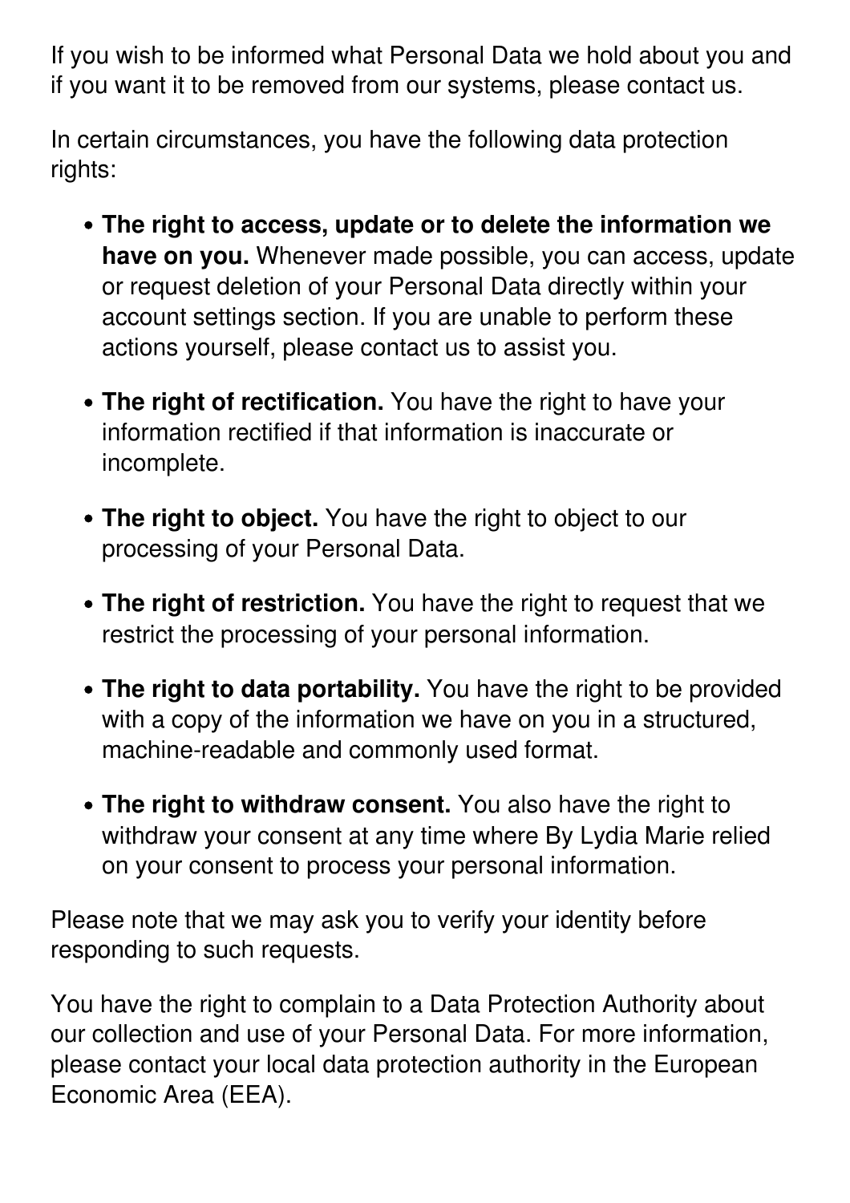If you wish to be informed what Personal Data we hold about you and if you want it to be removed from our systems, please contact us.

In certain circumstances, you have the following data protection rights:

- **The right to access, update or to delete the information we have on you.** Whenever made possible, you can access, update or request deletion of your Personal Data directly within your account settings section. If you are unable to perform these actions yourself, please contact us to assist you.
- **The right of rectification.** You have the right to have your information rectified if that information is inaccurate or incomplete.
- **The right to object.** You have the right to object to our processing of your Personal Data.
- **The right of restriction.** You have the right to request that we restrict the processing of your personal information.
- **The right to data portability.** You have the right to be provided with a copy of the information we have on you in a structured, machine-readable and commonly used format.
- **The right to withdraw consent.** You also have the right to withdraw your consent at any time where By Lydia Marie relied on your consent to process your personal information.

Please note that we may ask you to verify your identity before responding to such requests.

You have the right to complain to a Data Protection Authority about our collection and use of your Personal Data. For more information, please contact your local data protection authority in the European Economic Area (EEA).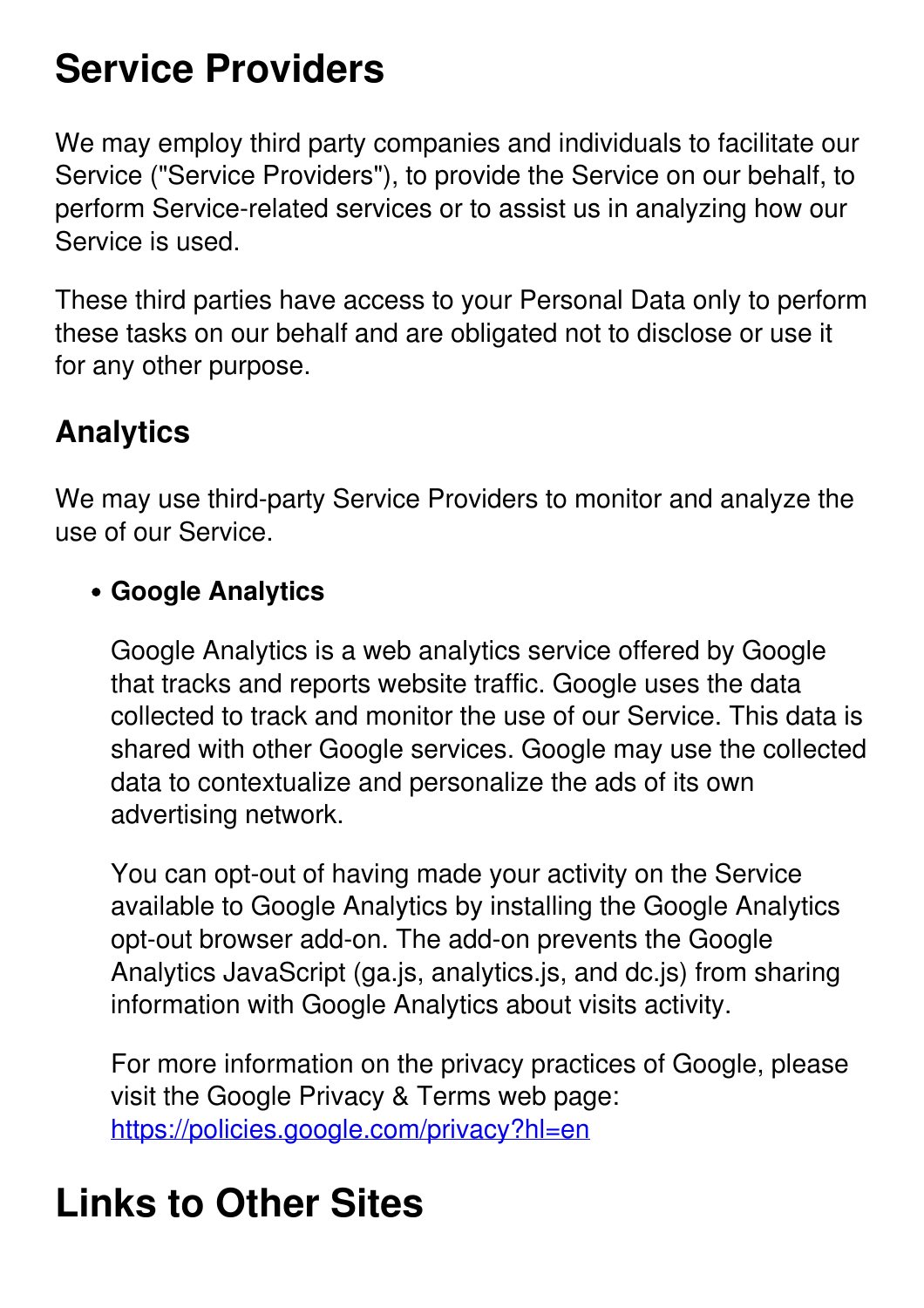# Service Providers

We may employ third party companies and individuals to facilitate our Service ("Service Providers"), to provide the Service on our behalf, to perform Service-related services or to assist us in analyzing how our Service is used.

These third parties have access to your Personal Data only to perform these tasks on our behalf and are obligated not to disclose or use it for any other purpose.

## Analytics

We may use third-party Service Providers to monitor and analyze the use of our Service.

- **Google Analytics**

  Google Analytics is a web analytics service offered by Google that tracks and reports website traffic. Google uses the data collected to track and monitor the use of our Service. This data is shared with other Google services. Google may use the collected data to contextualize and personalize the ads of its own advertising network.

  You can opt-out of having made your activity on the Service available to Google Analytics by installing the Google Analytics opt-out browser add-on. The add-on prevents the Google Analytics JavaScript (ga.js, analytics.js, and dc.js) from sharing information with Google Analytics about visits activity.

  For more information on the privacy practices of Google, please visit the Google Privacy & Terms web page: [https://policies.google.com/privacy?hl=en](https://policies.google.com/privacy?hl=en)

# Links to Other Sites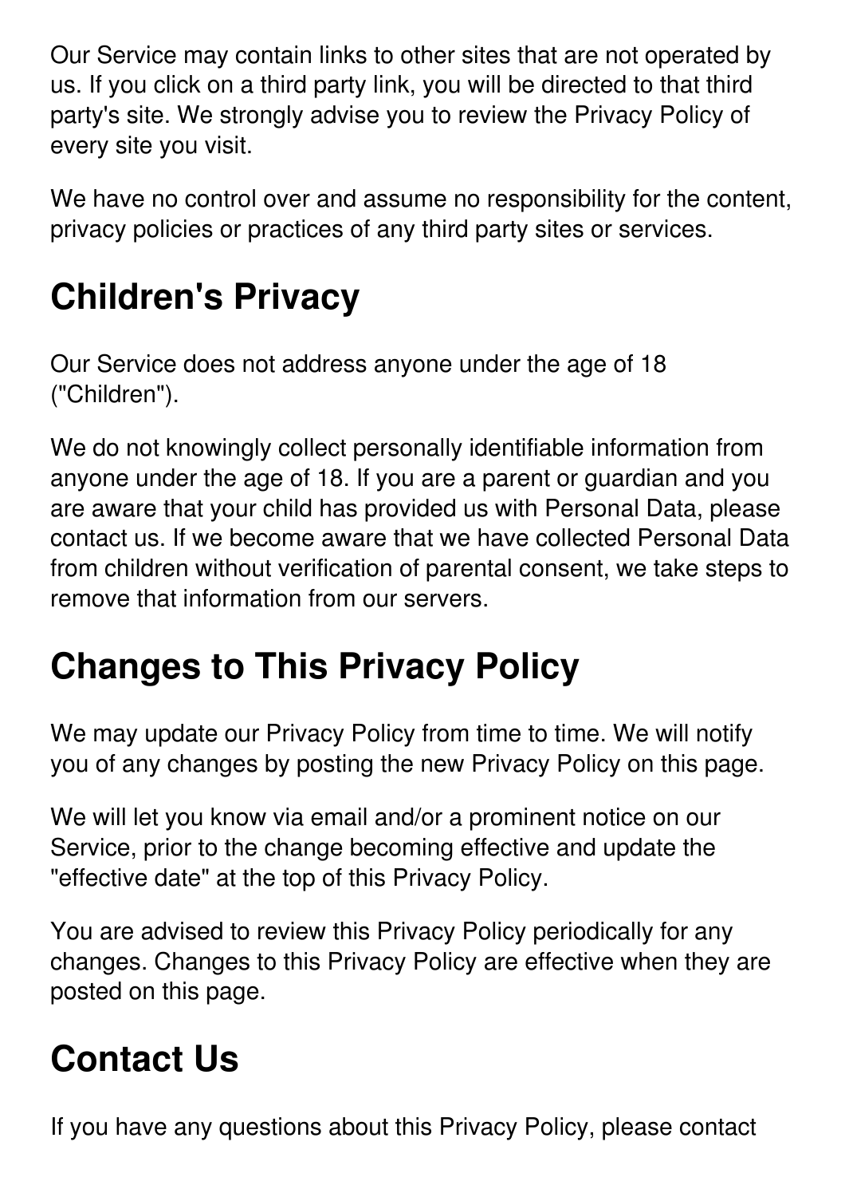Our Service may contain links to other sites that are not operated by us. If you click on a third party link, you will be directed to that third party's site. We strongly advise you to review the Privacy Policy of every site you visit.

We have no control over and assume no responsibility for the content, privacy policies or practices of any third party sites or services.

## Children's Privacy

Our Service does not address anyone under the age of 18 ("Children").

We do not knowingly collect personally identifiable information from anyone under the age of 18. If you are a parent or guardian and you are aware that your child has provided us with Personal Data, please contact us. If we become aware that we have collected Personal Data from children without verification of parental consent, we take steps to remove that information from our servers.

## Changes to This Privacy Policy

We may update our Privacy Policy from time to time. We will notify you of any changes by posting the new Privacy Policy on this page.

We will let you know via email and/or a prominent notice on our Service, prior to the change becoming effective and update the "effective date" at the top of this Privacy Policy.

You are advised to review this Privacy Policy periodically for any changes. Changes to this Privacy Policy are effective when they are posted on this page.

## Contact Us

If you have any questions about this Privacy Policy, please contact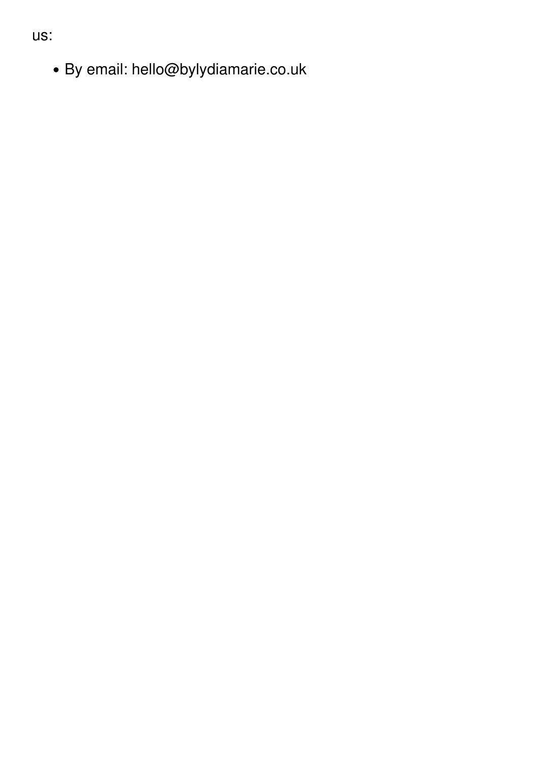us:

- By email: hello@bylydiamarie.co.uk